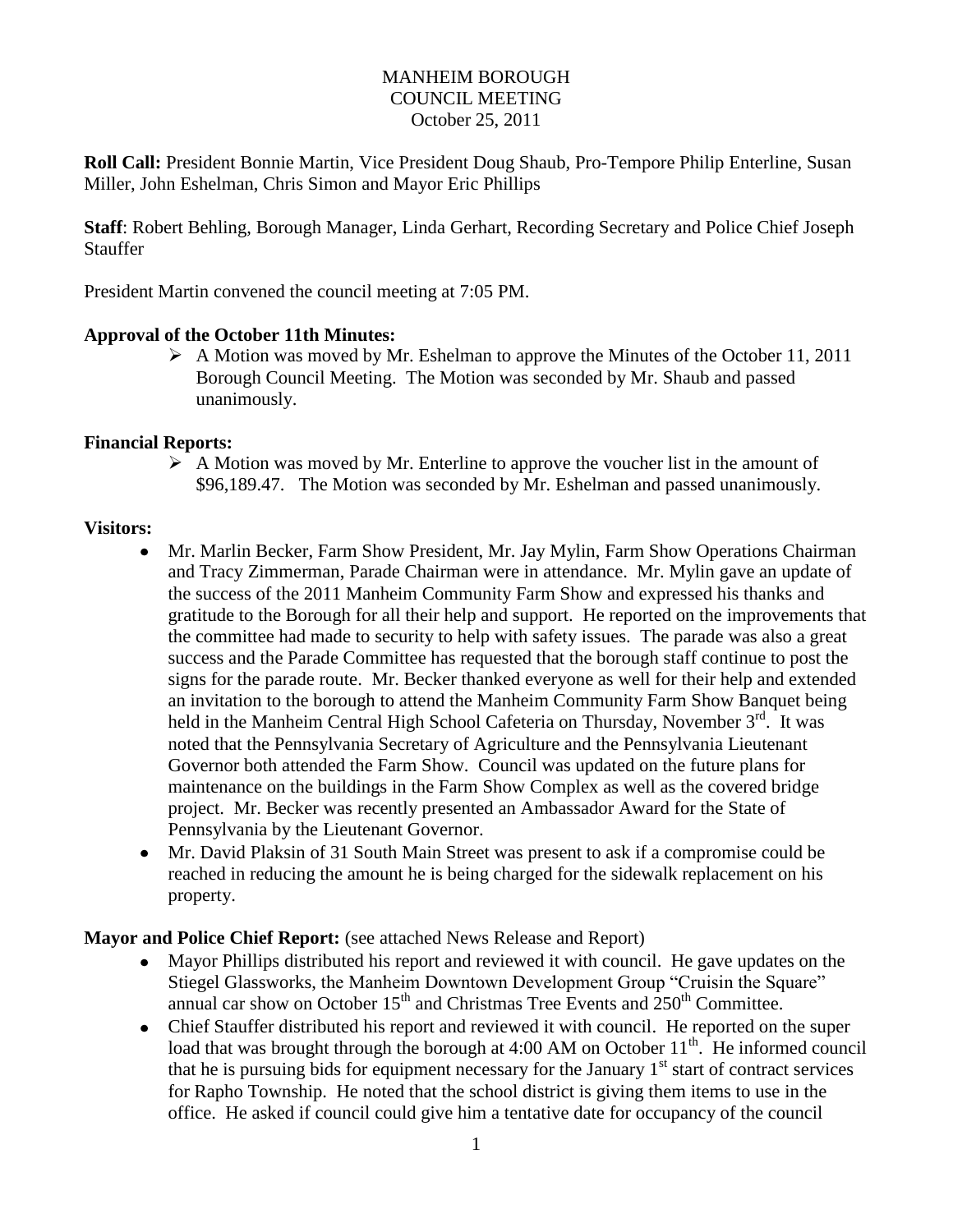# MANHEIM BOROUGH
## COUNCIL MEETING
### October 25, 2011

**Roll Call:** President Bonnie Martin, Vice President Doug Shaub, Pro-Tempore Philip Enterline, Susan Miller, John Eshelman, Chris Simon and Mayor Eric Phillips

**Staff**: Robert Behling, Borough Manager, Linda Gerhart, Recording Secretary and Police Chief Joseph Stauffer

President Martin convened the council meeting at 7:05 PM.

**Approval of the October 11th Minutes:**

- A Motion was moved by Mr. Eshelman to approve the Minutes of the October 11, 2011 Borough Council Meeting. The Motion was seconded by Mr. Shaub and passed unanimously.

**Financial Reports:**

- A Motion was moved by Mr. Enterline to approve the voucher list in the amount of $96,189.47. The Motion was seconded by Mr. Eshelman and passed unanimously.

**Visitors:**

- Mr. Marlin Becker, Farm Show President, Mr. Jay Mylin, Farm Show Operations Chairman and Tracy Zimmerman, Parade Chairman were in attendance. Mr. Mylin gave an update of the success of the 2011 Manheim Community Farm Show and expressed his thanks and gratitude to the Borough for all their help and support. He reported on the improvements that the committee had made to security to help with safety issues. The parade was also a great success and the Parade Committee has requested that the borough staff continue to post the signs for the parade route. Mr. Becker thanked everyone as well for their help and extended an invitation to the borough to attend the Manheim Community Farm Show Banquet being held in the Manheim Central High School Cafeteria on Thursday, November 3rd. It was noted that the Pennsylvania Secretary of Agriculture and the Pennsylvania Lieutenant Governor both attended the Farm Show. Council was updated on the future plans for maintenance on the buildings in the Farm Show Complex as well as the covered bridge project. Mr. Becker was recently presented an Ambassador Award for the State of Pennsylvania by the Lieutenant Governor.
- Mr. David Plaksin of 31 South Main Street was present to ask if a compromise could be reached in reducing the amount he is being charged for the sidewalk replacement on his property.

**Mayor and Police Chief Report:** (see attached News Release and Report)

- Mayor Phillips distributed his report and reviewed it with council. He gave updates on the Stiegel Glassworks, the Manheim Downtown Development Group "Cruisin the Square" annual car show on October 15th and Christmas Tree Events and 250th Committee.
- Chief Stauffer distributed his report and reviewed it with council. He reported on the super load that was brought through the borough at 4:00 AM on October 11th. He informed council that he is pursuing bids for equipment necessary for the January 1st start of contract services for Rapho Township. He noted that the school district is giving them items to use in the office. He asked if council could give him a tentative date for occupancy of the council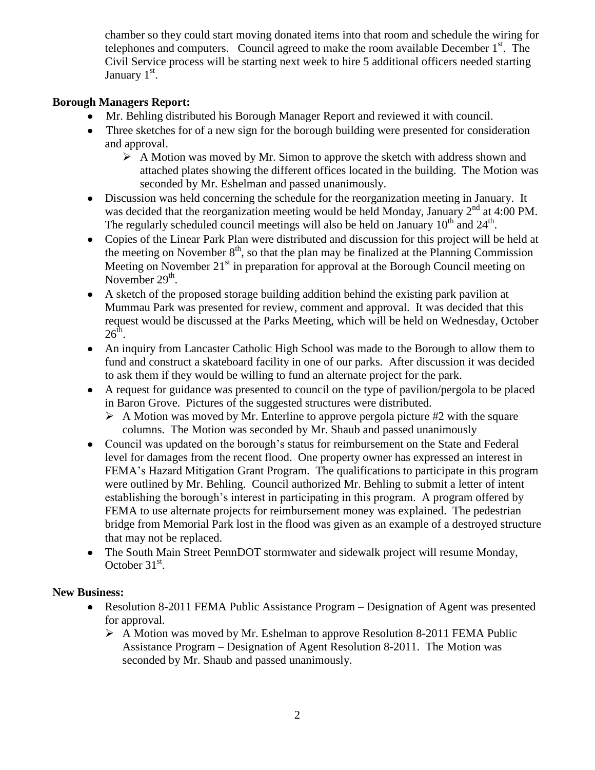chamber so they could start moving donated items into that room and schedule the wiring for telephones and computers. Council agreed to make the room available December 1st. The Civil Service process will be starting next week to hire 5 additional officers needed starting January 1st.

**Borough Managers Report:**

- Mr. Behling distributed his Borough Manager Report and reviewed it with council.
- Three sketches for of a new sign for the borough building were presented for consideration and approval.
  - A Motion was moved by Mr. Simon to approve the sketch with address shown and attached plates showing the different offices located in the building. The Motion was seconded by Mr. Eshelman and passed unanimously.
- Discussion was held concerning the schedule for the reorganization meeting in January. It was decided that the reorganization meeting would be held Monday, January 2nd at 4:00 PM. The regularly scheduled council meetings will also be held on January 10th and 24th.
- Copies of the Linear Park Plan were distributed and discussion for this project will be held at the meeting on November 8th, so that the plan may be finalized at the Planning Commission Meeting on November 21st in preparation for approval at the Borough Council meeting on November 29th.
- A sketch of the proposed storage building addition behind the existing park pavilion at Mummau Park was presented for review, comment and approval. It was decided that this request would be discussed at the Parks Meeting, which will be held on Wednesday, October 26th.
- An inquiry from Lancaster Catholic High School was made to the Borough to allow them to fund and construct a skateboard facility in one of our parks. After discussion it was decided to ask them if they would be willing to fund an alternate project for the park.
- A request for guidance was presented to council on the type of pavilion/pergola to be placed in Baron Grove. Pictures of the suggested structures were distributed.
  - A Motion was moved by Mr. Enterline to approve pergola picture #2 with the square columns. The Motion was seconded by Mr. Shaub and passed unanimously
- Council was updated on the borough's status for reimbursement on the State and Federal level for damages from the recent flood. One property owner has expressed an interest in FEMA's Hazard Mitigation Grant Program. The qualifications to participate in this program were outlined by Mr. Behling. Council authorized Mr. Behling to submit a letter of intent establishing the borough's interest in participating in this program. A program offered by FEMA to use alternate projects for reimbursement money was explained. The pedestrian bridge from Memorial Park lost in the flood was given as an example of a destroyed structure that may not be replaced.
- The South Main Street PennDOT stormwater and sidewalk project will resume Monday, October 31st.

**New Business:**

- Resolution 8-2011 FEMA Public Assistance Program – Designation of Agent was presented for approval.
  - A Motion was moved by Mr. Eshelman to approve Resolution 8-2011 FEMA Public Assistance Program – Designation of Agent Resolution 8-2011. The Motion was seconded by Mr. Shaub and passed unanimously.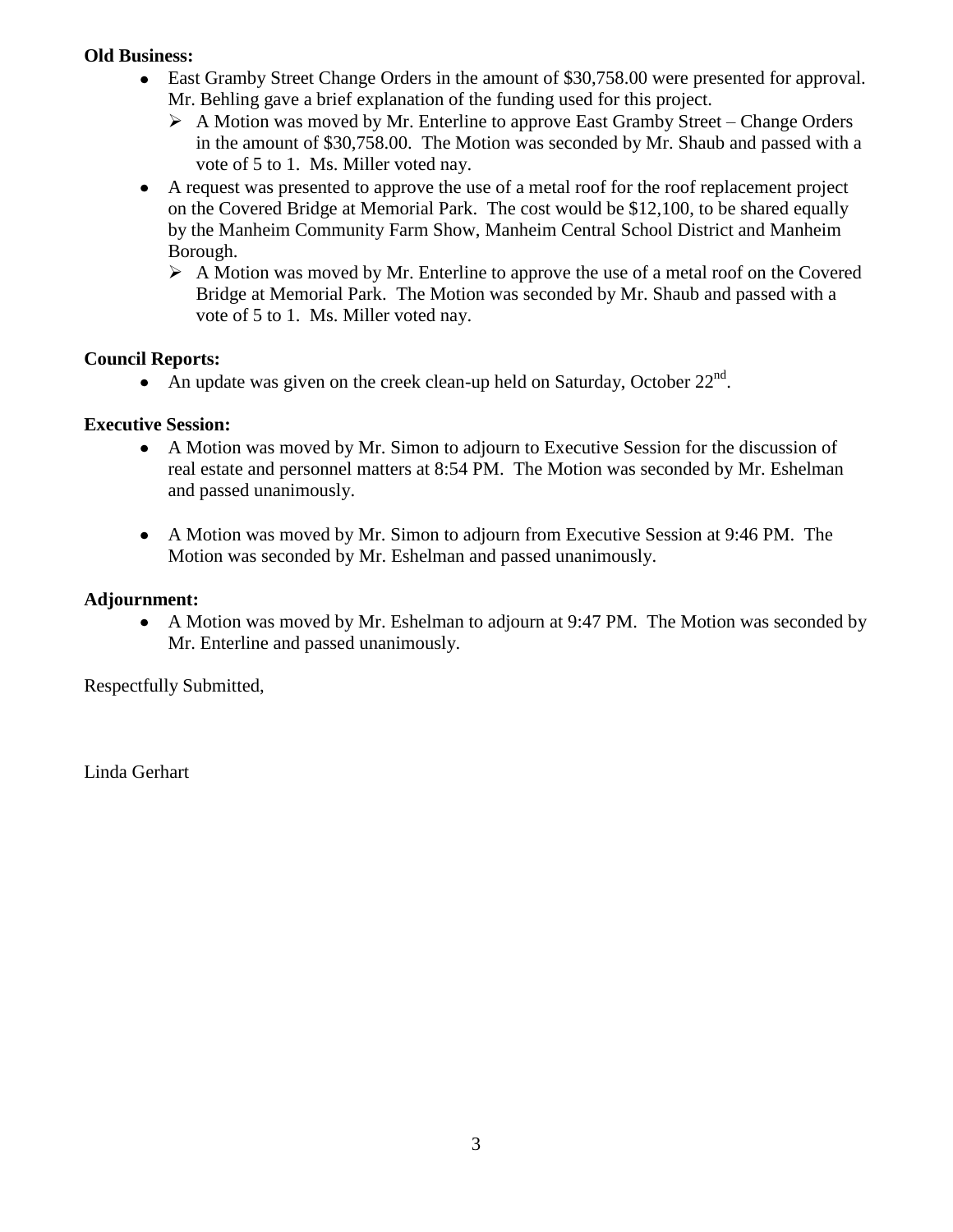**Old Business:**

- East Gramby Street Change Orders in the amount of $30,758.00 were presented for approval. Mr. Behling gave a brief explanation of the funding used for this project.
  - A Motion was moved by Mr. Enterline to approve East Gramby Street – Change Orders in the amount of $30,758.00. The Motion was seconded by Mr. Shaub and passed with a vote of 5 to 1. Ms. Miller voted nay.
- A request was presented to approve the use of a metal roof for the roof replacement project on the Covered Bridge at Memorial Park. The cost would be $12,100, to be shared equally by the Manheim Community Farm Show, Manheim Central School District and Manheim Borough.
  - A Motion was moved by Mr. Enterline to approve the use of a metal roof on the Covered Bridge at Memorial Park. The Motion was seconded by Mr. Shaub and passed with a vote of 5 to 1. Ms. Miller voted nay.

**Council Reports:**

- An update was given on the creek clean-up held on Saturday, October 22nd.

**Executive Session:**

- A Motion was moved by Mr. Simon to adjourn to Executive Session for the discussion of real estate and personnel matters at 8:54 PM. The Motion was seconded by Mr. Eshelman and passed unanimously.

- A Motion was moved by Mr. Simon to adjourn from Executive Session at 9:46 PM. The Motion was seconded by Mr. Eshelman and passed unanimously.

**Adjournment:**

- A Motion was moved by Mr. Eshelman to adjourn at 9:47 PM. The Motion was seconded by Mr. Enterline and passed unanimously.

Respectfully Submitted,

Linda Gerhart